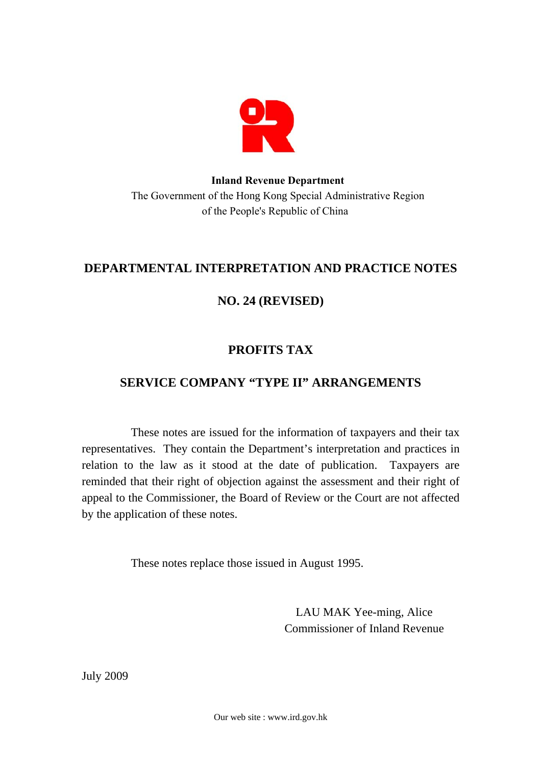**Inland Revenue Department**
The Government of the Hong Kong Special Administrative Region
of the People's Republic of China

# DEPARTMENTAL INTERPRETATION AND PRACTICE NOTES

# NO. 24 (REVISED)

## PROFITS TAX

## SERVICE COMPANY "TYPE II" ARRANGEMENTS

These notes are issued for the information of taxpayers and their tax representatives. They contain the Department's interpretation and practices in relation to the law as it stood at the date of publication. Taxpayers are reminded that their right of objection against the assessment and their right of appeal to the Commissioner, the Board of Review or the Court are not affected by the application of these notes.

These notes replace those issued in August 1995.

LAU MAK Yee-ming, Alice
Commissioner of Inland Revenue

July 2009

Our web site : www.ird.gov.hk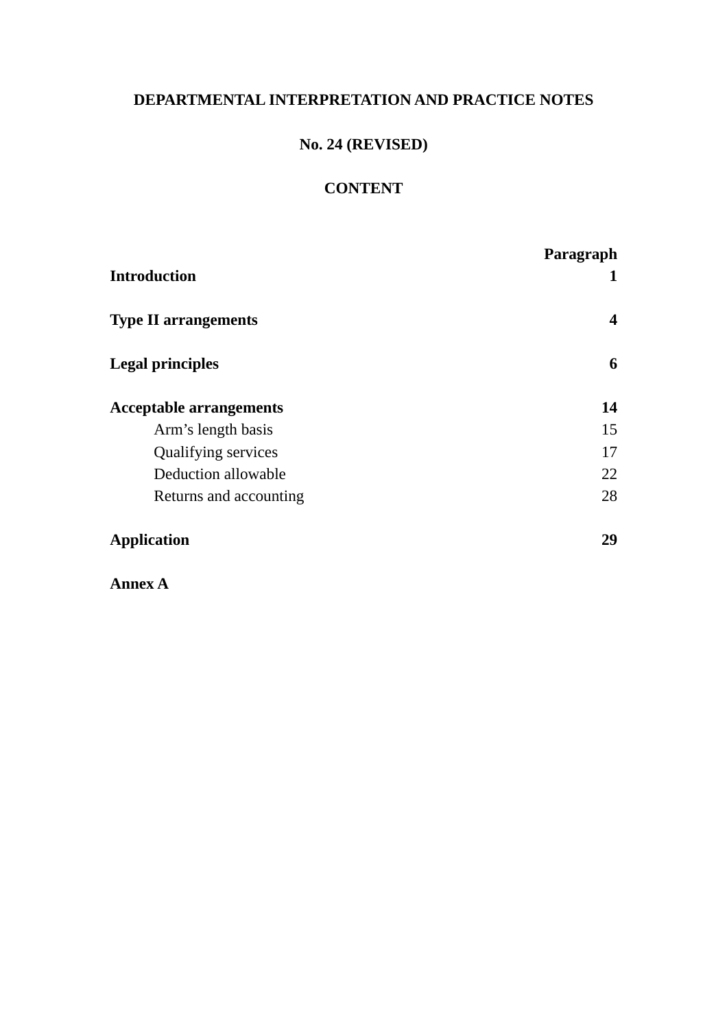# DEPARTMENTAL INTERPRETATION AND PRACTICE NOTES

## No. 24 (REVISED)

## CONTENT

| | Paragraph |
|---|---|
| **Introduction** | **1** |
| **Type II arrangements** | **4** |
| **Legal principles** | **6** |
| **Acceptable arrangements** | **14** |
| Arm's length basis | 15 |
| Qualifying services | 17 |
| Deduction allowable | 22 |
| Returns and accounting | 28 |
| **Application** | **29** |
| **Annex A** | |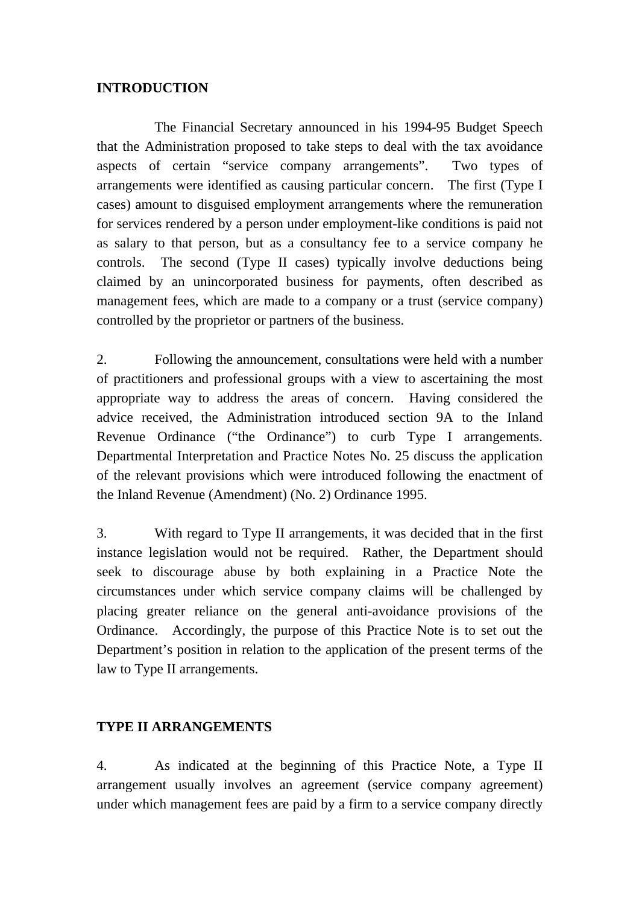## INTRODUCTION

The Financial Secretary announced in his 1994-95 Budget Speech that the Administration proposed to take steps to deal with the tax avoidance aspects of certain "service company arrangements". Two types of arrangements were identified as causing particular concern. The first (Type I cases) amount to disguised employment arrangements where the remuneration for services rendered by a person under employment-like conditions is paid not as salary to that person, but as a consultancy fee to a service company he controls. The second (Type II cases) typically involve deductions being claimed by an unincorporated business for payments, often described as management fees, which are made to a company or a trust (service company) controlled by the proprietor or partners of the business.

2. Following the announcement, consultations were held with a number of practitioners and professional groups with a view to ascertaining the most appropriate way to address the areas of concern. Having considered the advice received, the Administration introduced section 9A to the Inland Revenue Ordinance ("the Ordinance") to curb Type I arrangements. Departmental Interpretation and Practice Notes No. 25 discuss the application of the relevant provisions which were introduced following the enactment of the Inland Revenue (Amendment) (No. 2) Ordinance 1995.

3. With regard to Type II arrangements, it was decided that in the first instance legislation would not be required. Rather, the Department should seek to discourage abuse by both explaining in a Practice Note the circumstances under which service company claims will be challenged by placing greater reliance on the general anti-avoidance provisions of the Ordinance. Accordingly, the purpose of this Practice Note is to set out the Department's position in relation to the application of the present terms of the law to Type II arrangements.

## TYPE II ARRANGEMENTS

4. As indicated at the beginning of this Practice Note, a Type II arrangement usually involves an agreement (service company agreement) under which management fees are paid by a firm to a service company directly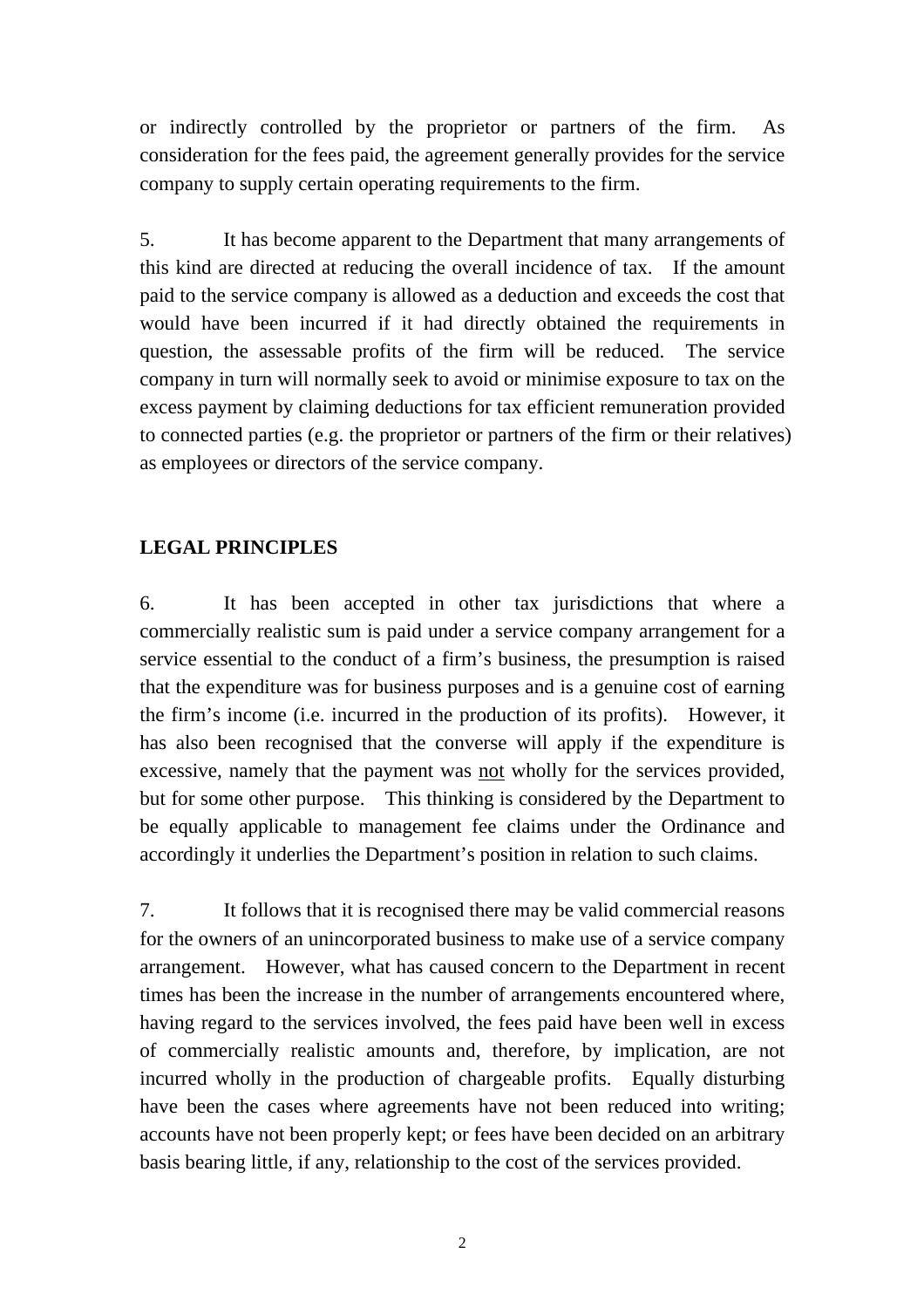or indirectly controlled by the proprietor or partners of the firm. As consideration for the fees paid, the agreement generally provides for the service company to supply certain operating requirements to the firm.

5. It has become apparent to the Department that many arrangements of this kind are directed at reducing the overall incidence of tax. If the amount paid to the service company is allowed as a deduction and exceeds the cost that would have been incurred if it had directly obtained the requirements in question, the assessable profits of the firm will be reduced. The service company in turn will normally seek to avoid or minimise exposure to tax on the excess payment by claiming deductions for tax efficient remuneration provided to connected parties (e.g. the proprietor or partners of the firm or their relatives) as employees or directors of the service company.

## LEGAL PRINCIPLES

6. It has been accepted in other tax jurisdictions that where a commercially realistic sum is paid under a service company arrangement for a service essential to the conduct of a firm's business, the presumption is raised that the expenditure was for business purposes and is a genuine cost of earning the firm's income (i.e. incurred in the production of its profits). However, it has also been recognised that the converse will apply if the expenditure is excessive, namely that the payment was <u>not</u> wholly for the services provided, but for some other purpose. This thinking is considered by the Department to be equally applicable to management fee claims under the Ordinance and accordingly it underlies the Department's position in relation to such claims.

7. It follows that it is recognised there may be valid commercial reasons for the owners of an unincorporated business to make use of a service company arrangement. However, what has caused concern to the Department in recent times has been the increase in the number of arrangements encountered where, having regard to the services involved, the fees paid have been well in excess of commercially realistic amounts and, therefore, by implication, are not incurred wholly in the production of chargeable profits. Equally disturbing have been the cases where agreements have not been reduced into writing; accounts have not been properly kept; or fees have been decided on an arbitrary basis bearing little, if any, relationship to the cost of the services provided.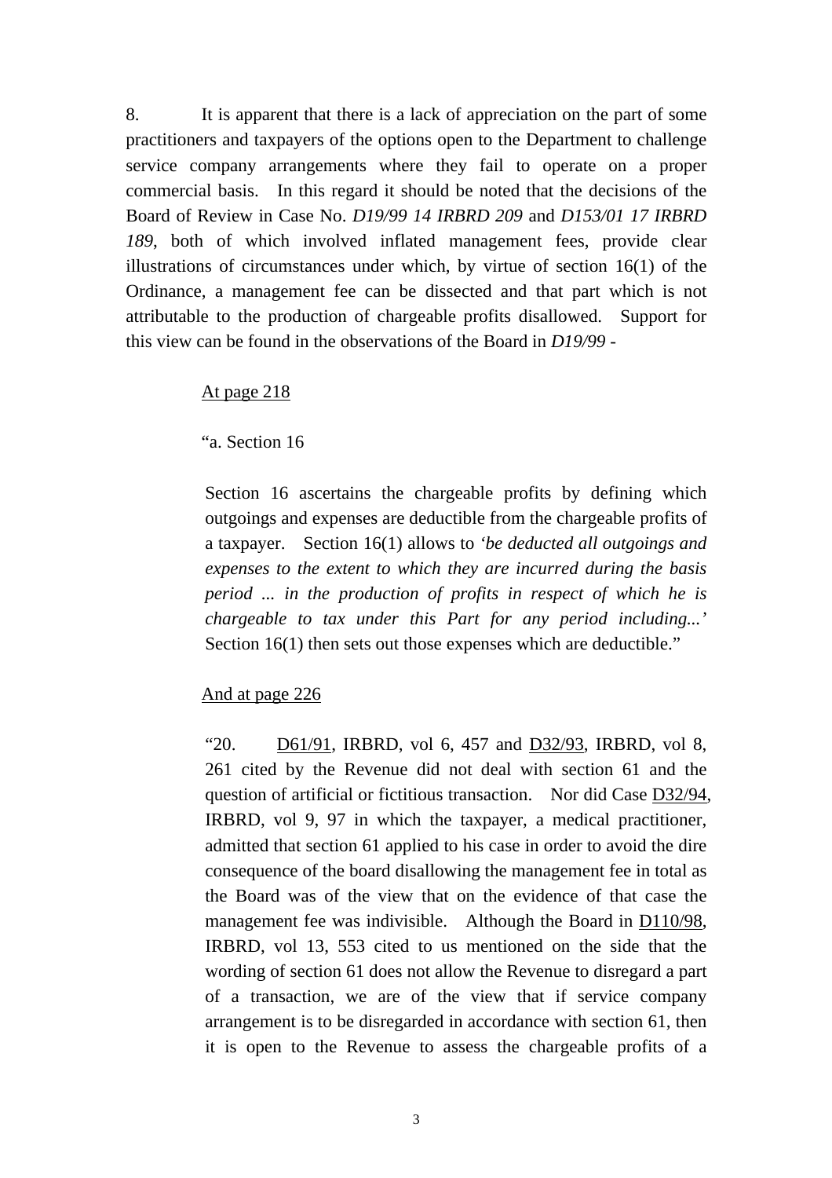8. It is apparent that there is a lack of appreciation on the part of some practitioners and taxpayers of the options open to the Department to challenge service company arrangements where they fail to operate on a proper commercial basis. In this regard it should be noted that the decisions of the Board of Review in Case No. *D19/99 14 IRBRD 209* and *D153/01 17 IRBRD 189*, both of which involved inflated management fees, provide clear illustrations of circumstances under which, by virtue of section 16(1) of the Ordinance, a management fee can be dissected and that part which is not attributable to the production of chargeable profits disallowed. Support for this view can be found in the observations of the Board in *D19/99* -

> At page 218
>
> "a. Section 16
>
> Section 16 ascertains the chargeable profits by defining which outgoings and expenses are deductible from the chargeable profits of a taxpayer. Section 16(1) allows to *'be deducted all outgoings and expenses to the extent to which they are incurred during the basis period ... in the production of profits in respect of which he is chargeable to tax under this Part for any period including...'* Section 16(1) then sets out those expenses which are deductible."
>
> And at page 226
>
> "20. D61/91, IRBRD, vol 6, 457 and D32/93, IRBRD, vol 8, 261 cited by the Revenue did not deal with section 61 and the question of artificial or fictitious transaction. Nor did Case D32/94, IRBRD, vol 9, 97 in which the taxpayer, a medical practitioner, admitted that section 61 applied to his case in order to avoid the dire consequence of the board disallowing the management fee in total as the Board was of the view that on the evidence of that case the management fee was indivisible. Although the Board in D110/98, IRBRD, vol 13, 553 cited to us mentioned on the side that the wording of section 61 does not allow the Revenue to disregard a part of a transaction, we are of the view that if service company arrangement is to be disregarded in accordance with section 61, then it is open to the Revenue to assess the chargeable profits of a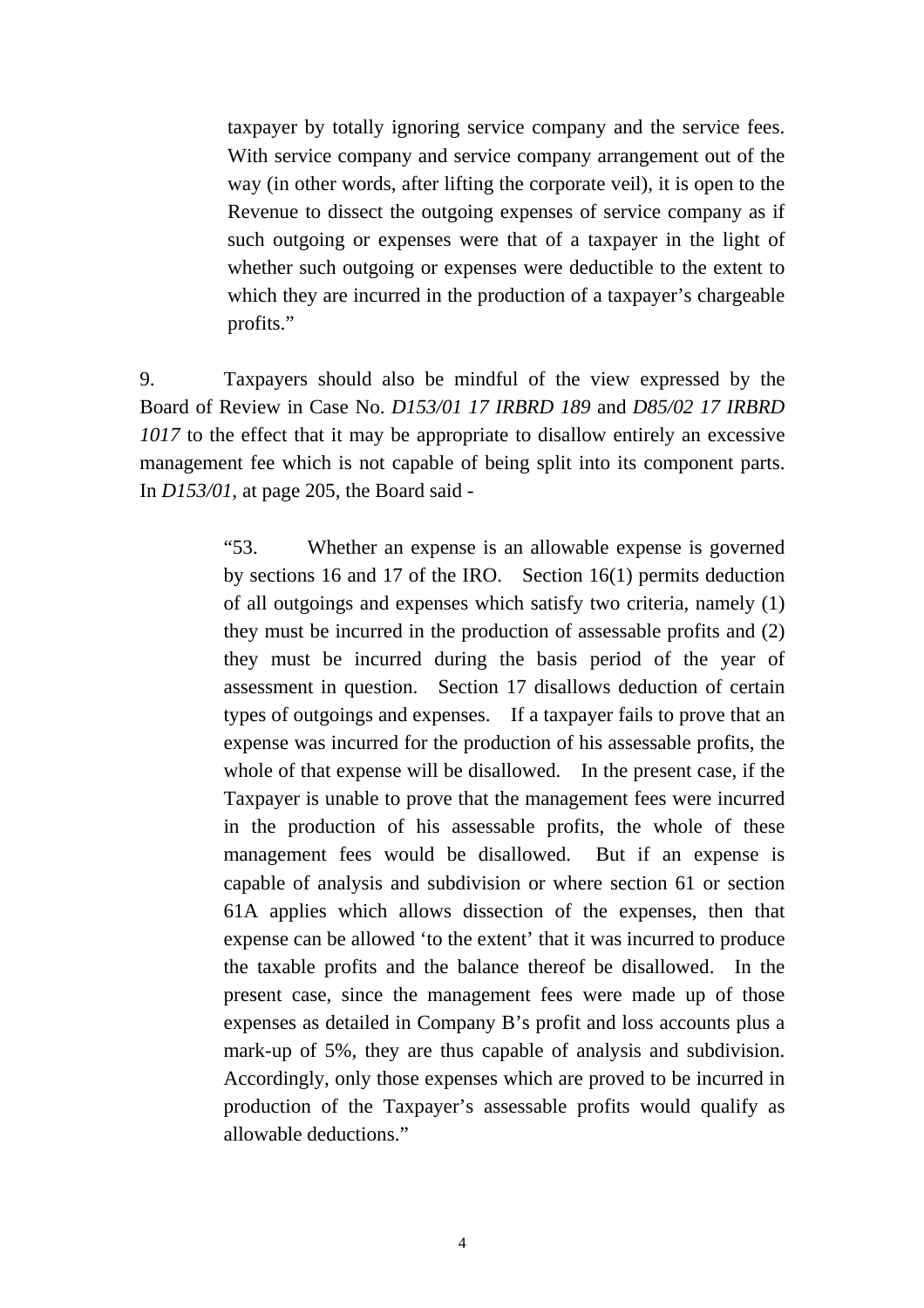> taxpayer by totally ignoring service company and the service fees. With service company and service company arrangement out of the way (in other words, after lifting the corporate veil), it is open to the Revenue to dissect the outgoing expenses of service company as if such outgoing or expenses were that of a taxpayer in the light of whether such outgoing or expenses were deductible to the extent to which they are incurred in the production of a taxpayer's chargeable profits."

9. Taxpayers should also be mindful of the view expressed by the Board of Review in Case No. *D153/01 17 IRBRD 189* and *D85/02 17 IRBRD 1017* to the effect that it may be appropriate to disallow entirely an excessive management fee which is not capable of being split into its component parts. In *D153/01*, at page 205, the Board said -

> "53. Whether an expense is an allowable expense is governed by sections 16 and 17 of the IRO. Section 16(1) permits deduction of all outgoings and expenses which satisfy two criteria, namely (1) they must be incurred in the production of assessable profits and (2) they must be incurred during the basis period of the year of assessment in question. Section 17 disallows deduction of certain types of outgoings and expenses. If a taxpayer fails to prove that an expense was incurred for the production of his assessable profits, the whole of that expense will be disallowed. In the present case, if the Taxpayer is unable to prove that the management fees were incurred in the production of his assessable profits, the whole of these management fees would be disallowed. But if an expense is capable of analysis and subdivision or where section 61 or section 61A applies which allows dissection of the expenses, then that expense can be allowed 'to the extent' that it was incurred to produce the taxable profits and the balance thereof be disallowed. In the present case, since the management fees were made up of those expenses as detailed in Company B's profit and loss accounts plus a mark-up of 5%, they are thus capable of analysis and subdivision. Accordingly, only those expenses which are proved to be incurred in production of the Taxpayer's assessable profits would qualify as allowable deductions."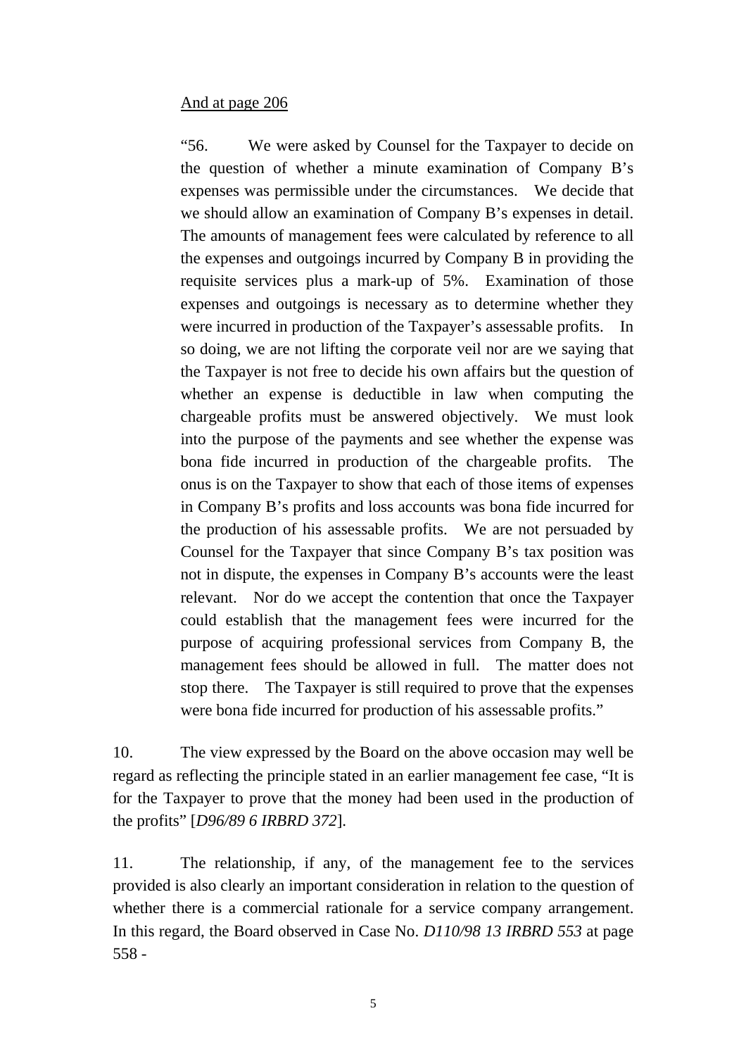<u>And at page 206</u>

> "56. We were asked by Counsel for the Taxpayer to decide on the question of whether a minute examination of Company B's expenses was permissible under the circumstances. We decide that we should allow an examination of Company B's expenses in detail. The amounts of management fees were calculated by reference to all the expenses and outgoings incurred by Company B in providing the requisite services plus a mark-up of 5%. Examination of those expenses and outgoings is necessary as to determine whether they were incurred in production of the Taxpayer's assessable profits. In so doing, we are not lifting the corporate veil nor are we saying that the Taxpayer is not free to decide his own affairs but the question of whether an expense is deductible in law when computing the chargeable profits must be answered objectively. We must look into the purpose of the payments and see whether the expense was bona fide incurred in production of the chargeable profits. The onus is on the Taxpayer to show that each of those items of expenses in Company B's profits and loss accounts was bona fide incurred for the production of his assessable profits. We are not persuaded by Counsel for the Taxpayer that since Company B's tax position was not in dispute, the expenses in Company B's accounts were the least relevant. Nor do we accept the contention that once the Taxpayer could establish that the management fees were incurred for the purpose of acquiring professional services from Company B, the management fees should be allowed in full. The matter does not stop there. The Taxpayer is still required to prove that the expenses were bona fide incurred for production of his assessable profits."

10. The view expressed by the Board on the above occasion may well be regard as reflecting the principle stated in an earlier management fee case, "It is for the Taxpayer to prove that the money had been used in the production of the profits" [*D96/89 6 IRBRD 372*].

11. The relationship, if any, of the management fee to the services provided is also clearly an important consideration in relation to the question of whether there is a commercial rationale for a service company arrangement. In this regard, the Board observed in Case No. *D110/98 13 IRBRD 553* at page 558 -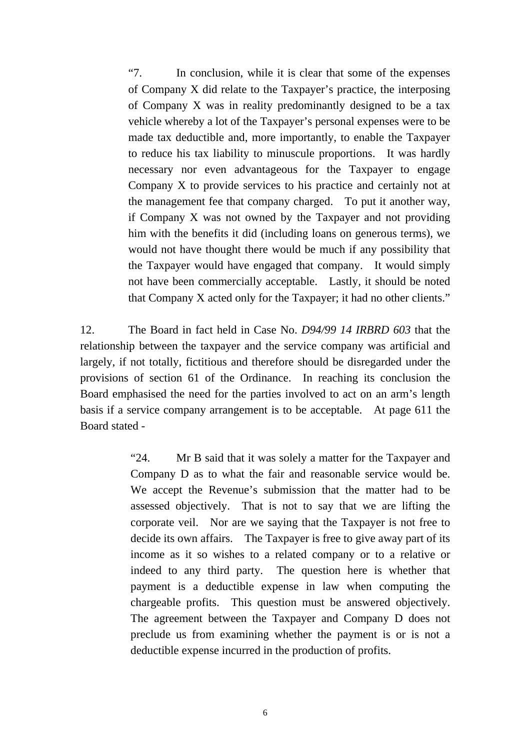> "7. In conclusion, while it is clear that some of the expenses of Company X did relate to the Taxpayer's practice, the interposing of Company X was in reality predominantly designed to be a tax vehicle whereby a lot of the Taxpayer's personal expenses were to be made tax deductible and, more importantly, to enable the Taxpayer to reduce his tax liability to minuscule proportions. It was hardly necessary nor even advantageous for the Taxpayer to engage Company X to provide services to his practice and certainly not at the management fee that company charged. To put it another way, if Company X was not owned by the Taxpayer and not providing him with the benefits it did (including loans on generous terms), we would not have thought there would be much if any possibility that the Taxpayer would have engaged that company. It would simply not have been commercially acceptable. Lastly, it should be noted that Company X acted only for the Taxpayer; it had no other clients."

12. The Board in fact held in Case No. *D94/99 14 IRBRD 603* that the relationship between the taxpayer and the service company was artificial and largely, if not totally, fictitious and therefore should be disregarded under the provisions of section 61 of the Ordinance. In reaching its conclusion the Board emphasised the need for the parties involved to act on an arm's length basis if a service company arrangement is to be acceptable. At page 611 the Board stated -

> "24. Mr B said that it was solely a matter for the Taxpayer and Company D as to what the fair and reasonable service would be. We accept the Revenue's submission that the matter had to be assessed objectively. That is not to say that we are lifting the corporate veil. Nor are we saying that the Taxpayer is not free to decide its own affairs. The Taxpayer is free to give away part of its income as it so wishes to a related company or to a relative or indeed to any third party. The question here is whether that payment is a deductible expense in law when computing the chargeable profits. This question must be answered objectively. The agreement between the Taxpayer and Company D does not preclude us from examining whether the payment is or is not a deductible expense incurred in the production of profits.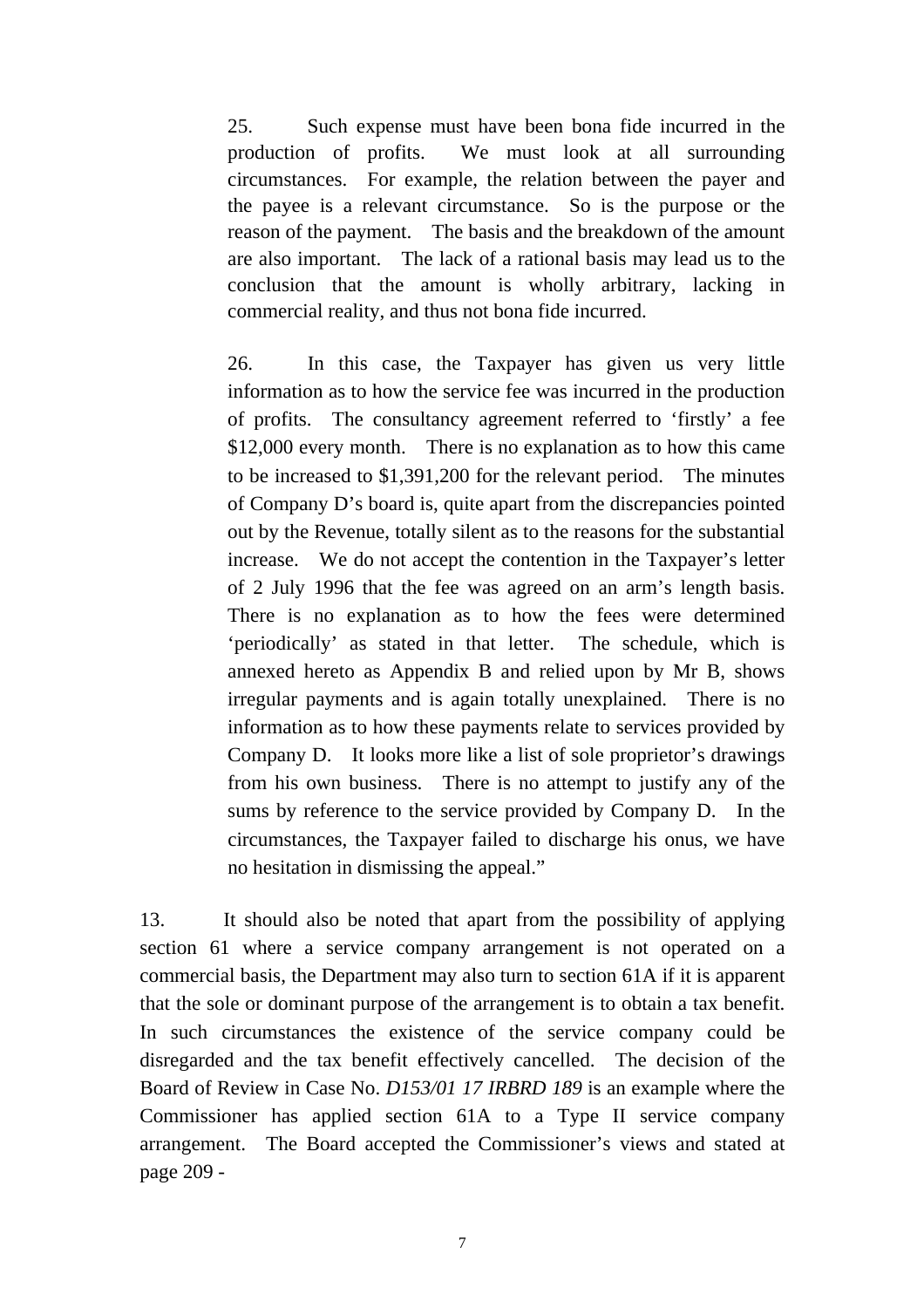25. Such expense must have been bona fide incurred in the production of profits. We must look at all surrounding circumstances. For example, the relation between the payer and the payee is a relevant circumstance. So is the purpose or the reason of the payment. The basis and the breakdown of the amount are also important. The lack of a rational basis may lead us to the conclusion that the amount is wholly arbitrary, lacking in commercial reality, and thus not bona fide incurred.

26. In this case, the Taxpayer has given us very little information as to how the service fee was incurred in the production of profits. The consultancy agreement referred to 'firstly' a fee $12,000 every month. There is no explanation as to how this came to be increased to $1,391,200 for the relevant period. The minutes of Company D's board is, quite apart from the discrepancies pointed out by the Revenue, totally silent as to the reasons for the substantial increase. We do not accept the contention in the Taxpayer's letter of 2 July 1996 that the fee was agreed on an arm's length basis. There is no explanation as to how the fees were determined 'periodically' as stated in that letter. The schedule, which is annexed hereto as Appendix B and relied upon by Mr B, shows irregular payments and is again totally unexplained. There is no information as to how these payments relate to services provided by Company D. It looks more like a list of sole proprietor's drawings from his own business. There is no attempt to justify any of the sums by reference to the service provided by Company D. In the circumstances, the Taxpayer failed to discharge his onus, we have no hesitation in dismissing the appeal."

13. It should also be noted that apart from the possibility of applying section 61 where a service company arrangement is not operated on a commercial basis, the Department may also turn to section 61A if it is apparent that the sole or dominant purpose of the arrangement is to obtain a tax benefit. In such circumstances the existence of the service company could be disregarded and the tax benefit effectively cancelled. The decision of the Board of Review in Case No. *D153/01 17 IRBRD 189* is an example where the Commissioner has applied section 61A to a Type II service company arrangement. The Board accepted the Commissioner's views and stated at page 209 -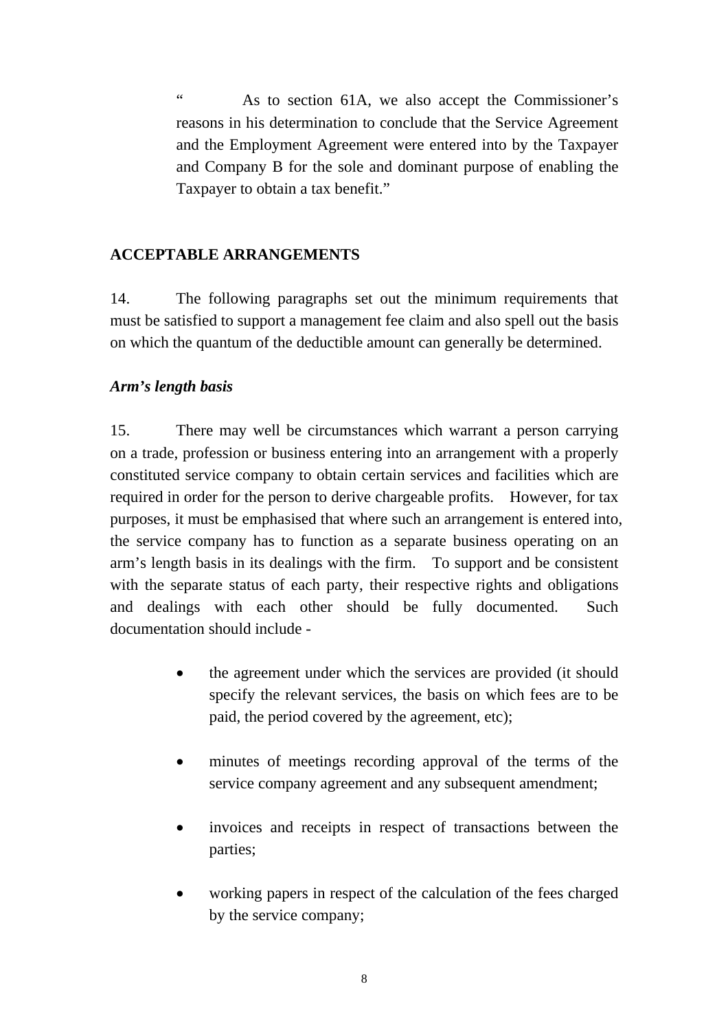> "As to section 61A, we also accept the Commissioner's reasons in his determination to conclude that the Service Agreement and the Employment Agreement were entered into by the Taxpayer and Company B for the sole and dominant purpose of enabling the Taxpayer to obtain a tax benefit."

## ACCEPTABLE ARRANGEMENTS

14. The following paragraphs set out the minimum requirements that must be satisfied to support a management fee claim and also spell out the basis on which the quantum of the deductible amount can generally be determined.

### *Arm's length basis*

15. There may well be circumstances which warrant a person carrying on a trade, profession or business entering into an arrangement with a properly constituted service company to obtain certain services and facilities which are required in order for the person to derive chargeable profits. However, for tax purposes, it must be emphasised that where such an arrangement is entered into, the service company has to function as a separate business operating on an arm's length basis in its dealings with the firm. To support and be consistent with the separate status of each party, their respective rights and obligations and dealings with each other should be fully documented. Such documentation should include -

- the agreement under which the services are provided (it should specify the relevant services, the basis on which fees are to be paid, the period covered by the agreement, etc);

- minutes of meetings recording approval of the terms of the service company agreement and any subsequent amendment;

- invoices and receipts in respect of transactions between the parties;

- working papers in respect of the calculation of the fees charged by the service company;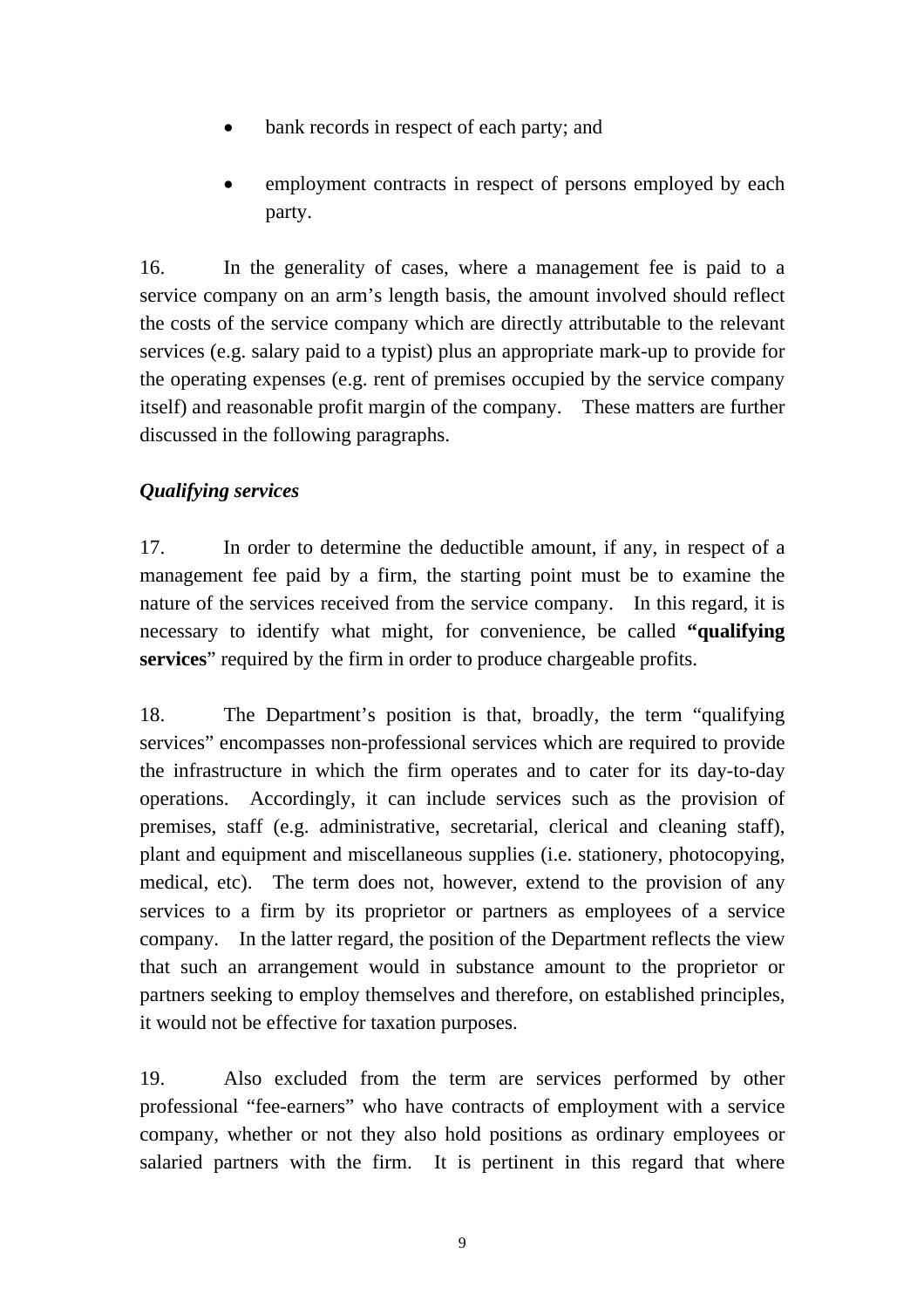- bank records in respect of each party; and

- employment contracts in respect of persons employed by each party.

16. In the generality of cases, where a management fee is paid to a service company on an arm's length basis, the amount involved should reflect the costs of the service company which are directly attributable to the relevant services (e.g. salary paid to a typist) plus an appropriate mark-up to provide for the operating expenses (e.g. rent of premises occupied by the service company itself) and reasonable profit margin of the company. These matters are further discussed in the following paragraphs.

***Qualifying services***

17. In order to determine the deductible amount, if any, in respect of a management fee paid by a firm, the starting point must be to examine the nature of the services received from the service company. In this regard, it is necessary to identify what might, for convenience, be called **"qualifying services**" required by the firm in order to produce chargeable profits.

18. The Department's position is that, broadly, the term "qualifying services" encompasses non-professional services which are required to provide the infrastructure in which the firm operates and to cater for its day-to-day operations. Accordingly, it can include services such as the provision of premises, staff (e.g. administrative, secretarial, clerical and cleaning staff), plant and equipment and miscellaneous supplies (i.e. stationery, photocopying, medical, etc). The term does not, however, extend to the provision of any services to a firm by its proprietor or partners as employees of a service company. In the latter regard, the position of the Department reflects the view that such an arrangement would in substance amount to the proprietor or partners seeking to employ themselves and therefore, on established principles, it would not be effective for taxation purposes.

19. Also excluded from the term are services performed by other professional "fee-earners" who have contracts of employment with a service company, whether or not they also hold positions as ordinary employees or salaried partners with the firm. It is pertinent in this regard that where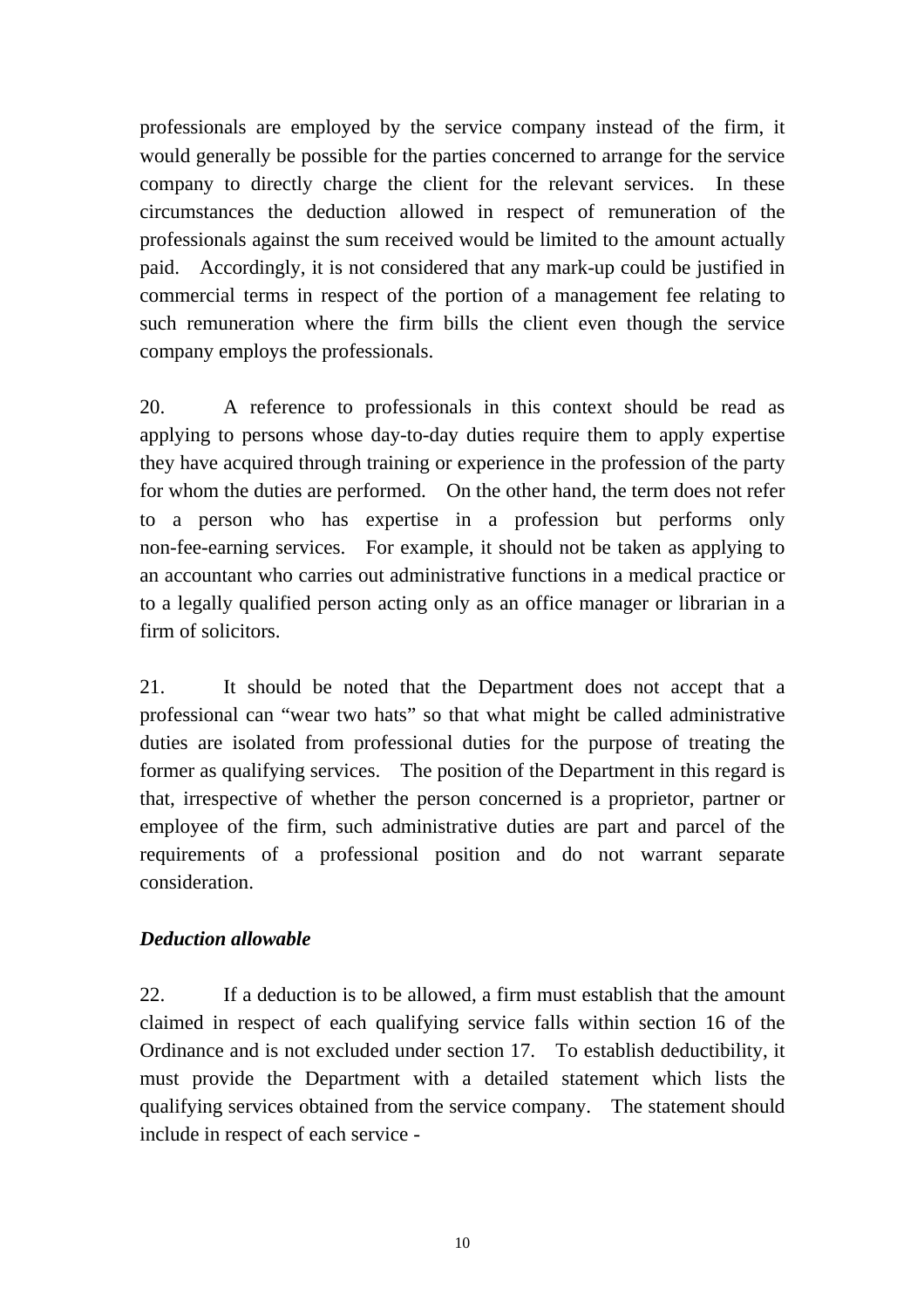professionals are employed by the service company instead of the firm, it would generally be possible for the parties concerned to arrange for the service company to directly charge the client for the relevant services. In these circumstances the deduction allowed in respect of remuneration of the professionals against the sum received would be limited to the amount actually paid. Accordingly, it is not considered that any mark-up could be justified in commercial terms in respect of the portion of a management fee relating to such remuneration where the firm bills the client even though the service company employs the professionals.

20. A reference to professionals in this context should be read as applying to persons whose day-to-day duties require them to apply expertise they have acquired through training or experience in the profession of the party for whom the duties are performed. On the other hand, the term does not refer to a person who has expertise in a profession but performs only non-fee-earning services. For example, it should not be taken as applying to an accountant who carries out administrative functions in a medical practice or to a legally qualified person acting only as an office manager or librarian in a firm of solicitors.

21. It should be noted that the Department does not accept that a professional can "wear two hats" so that what might be called administrative duties are isolated from professional duties for the purpose of treating the former as qualifying services. The position of the Department in this regard is that, irrespective of whether the person concerned is a proprietor, partner or employee of the firm, such administrative duties are part and parcel of the requirements of a professional position and do not warrant separate consideration.

***Deduction allowable***

22. If a deduction is to be allowed, a firm must establish that the amount claimed in respect of each qualifying service falls within section 16 of the Ordinance and is not excluded under section 17. To establish deductibility, it must provide the Department with a detailed statement which lists the qualifying services obtained from the service company. The statement should include in respect of each service -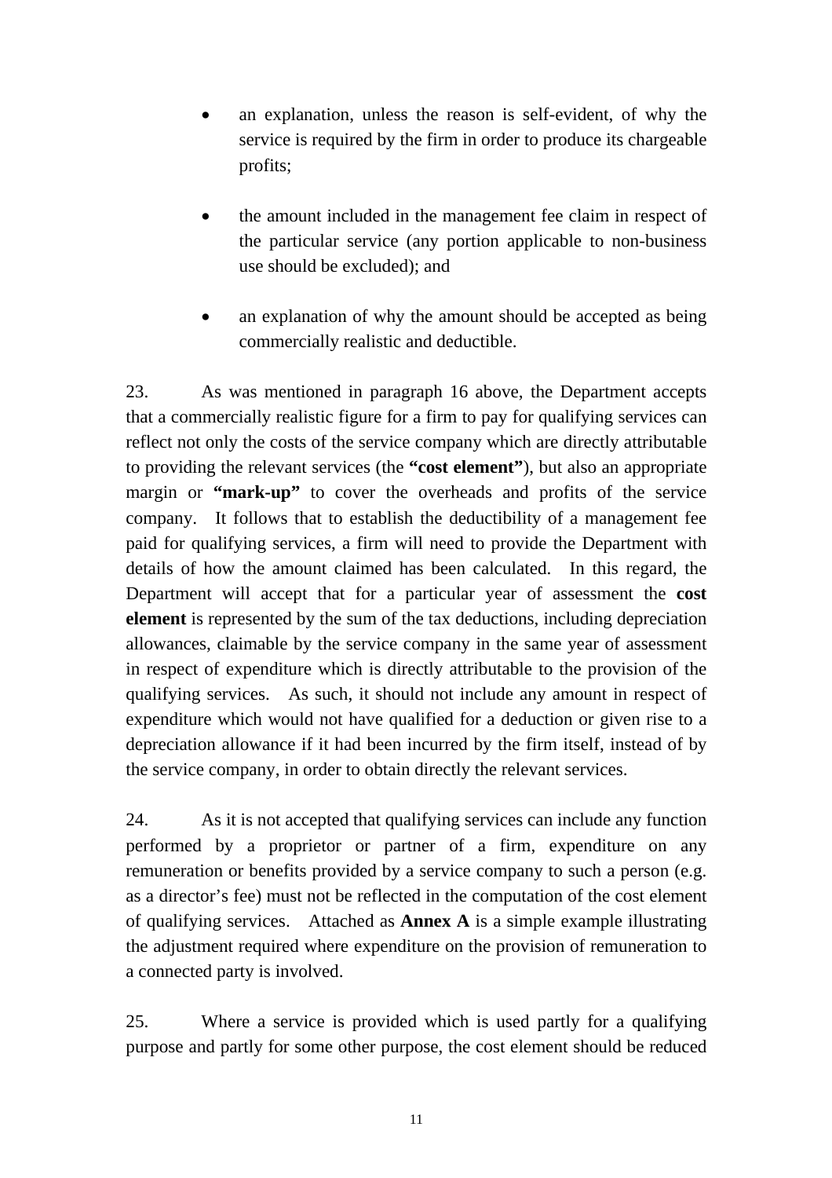- an explanation, unless the reason is self-evident, of why the service is required by the firm in order to produce its chargeable profits;

- the amount included in the management fee claim in respect of the particular service (any portion applicable to non-business use should be excluded); and

- an explanation of why the amount should be accepted as being commercially realistic and deductible.

23. As was mentioned in paragraph 16 above, the Department accepts that a commercially realistic figure for a firm to pay for qualifying services can reflect not only the costs of the service company which are directly attributable to providing the relevant services (the **"cost element"**), but also an appropriate margin or **"mark-up"** to cover the overheads and profits of the service company. It follows that to establish the deductibility of a management fee paid for qualifying services, a firm will need to provide the Department with details of how the amount claimed has been calculated. In this regard, the Department will accept that for a particular year of assessment the **cost element** is represented by the sum of the tax deductions, including depreciation allowances, claimable by the service company in the same year of assessment in respect of expenditure which is directly attributable to the provision of the qualifying services. As such, it should not include any amount in respect of expenditure which would not have qualified for a deduction or given rise to a depreciation allowance if it had been incurred by the firm itself, instead of by the service company, in order to obtain directly the relevant services.

24. As it is not accepted that qualifying services can include any function performed by a proprietor or partner of a firm, expenditure on any remuneration or benefits provided by a service company to such a person (e.g. as a director's fee) must not be reflected in the computation of the cost element of qualifying services. Attached as **Annex A** is a simple example illustrating the adjustment required where expenditure on the provision of remuneration to a connected party is involved.

25. Where a service is provided which is used partly for a qualifying purpose and partly for some other purpose, the cost element should be reduced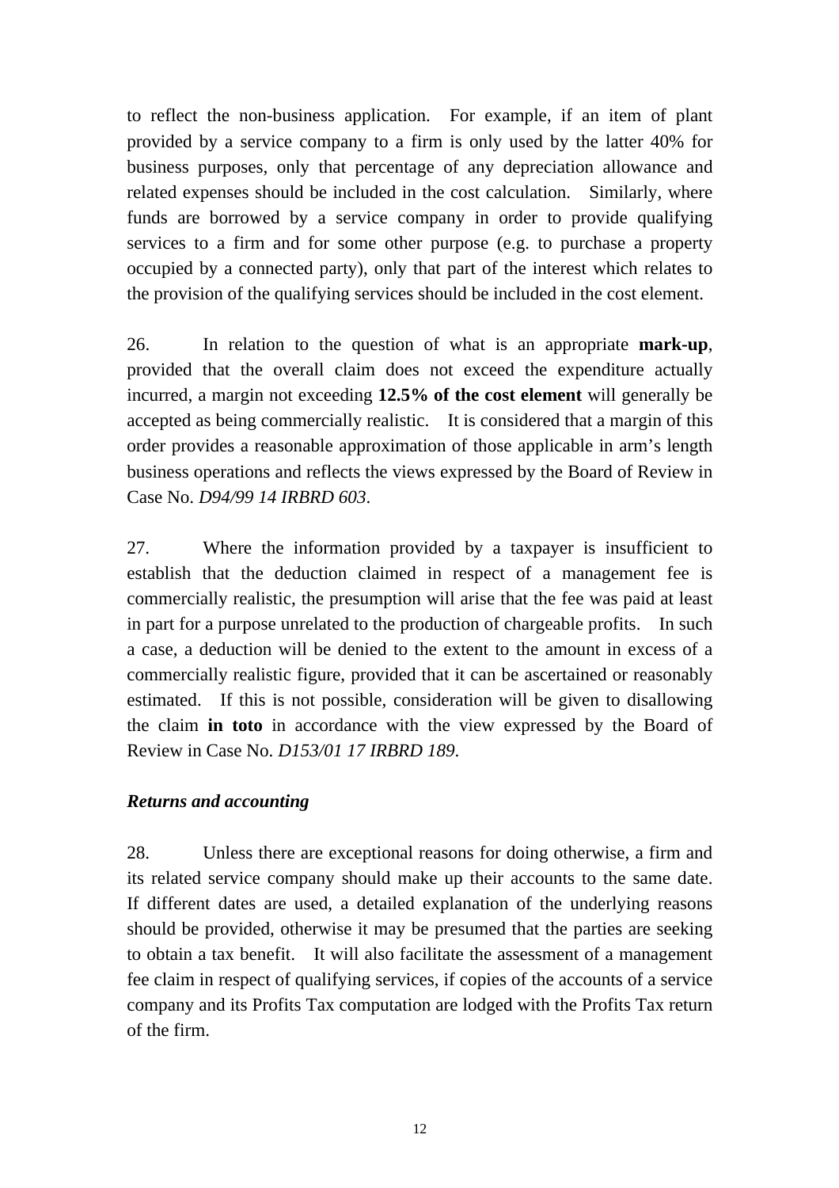to reflect the non-business application. For example, if an item of plant provided by a service company to a firm is only used by the latter 40% for business purposes, only that percentage of any depreciation allowance and related expenses should be included in the cost calculation. Similarly, where funds are borrowed by a service company in order to provide qualifying services to a firm and for some other purpose (e.g. to purchase a property occupied by a connected party), only that part of the interest which relates to the provision of the qualifying services should be included in the cost element.

26. In relation to the question of what is an appropriate **mark-up**, provided that the overall claim does not exceed the expenditure actually incurred, a margin not exceeding **12.5% of the cost element** will generally be accepted as being commercially realistic. It is considered that a margin of this order provides a reasonable approximation of those applicable in arm's length business operations and reflects the views expressed by the Board of Review in Case No. *D94/99 14 IRBRD 603*.

27. Where the information provided by a taxpayer is insufficient to establish that the deduction claimed in respect of a management fee is commercially realistic, the presumption will arise that the fee was paid at least in part for a purpose unrelated to the production of chargeable profits. In such a case, a deduction will be denied to the extent to the amount in excess of a commercially realistic figure, provided that it can be ascertained or reasonably estimated. If this is not possible, consideration will be given to disallowing the claim **in toto** in accordance with the view expressed by the Board of Review in Case No. *D153/01 17 IRBRD 189*.

***Returns and accounting***

28. Unless there are exceptional reasons for doing otherwise, a firm and its related service company should make up their accounts to the same date. If different dates are used, a detailed explanation of the underlying reasons should be provided, otherwise it may be presumed that the parties are seeking to obtain a tax benefit. It will also facilitate the assessment of a management fee claim in respect of qualifying services, if copies of the accounts of a service company and its Profits Tax computation are lodged with the Profits Tax return of the firm.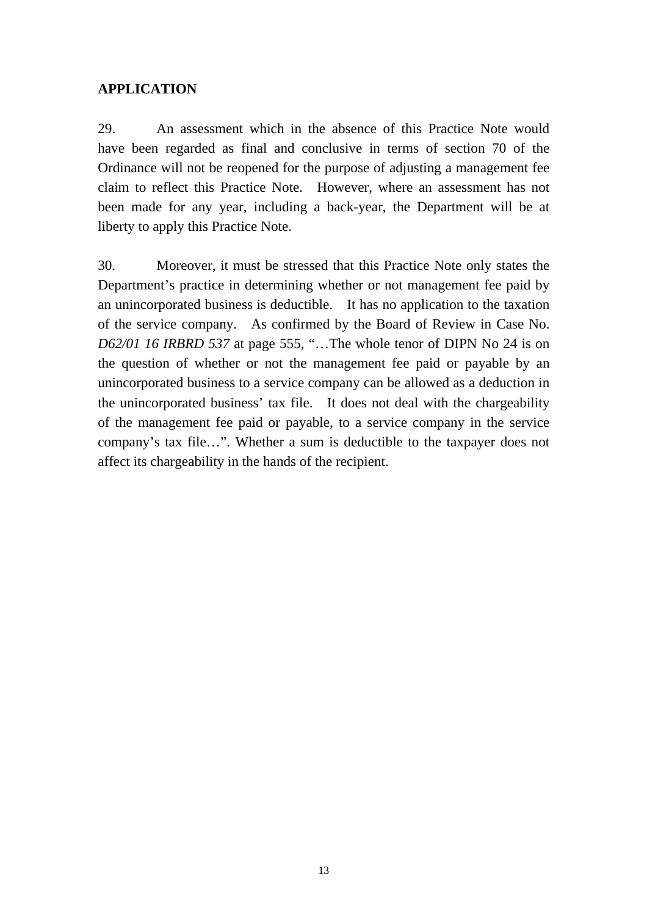## APPLICATION

29. An assessment which in the absence of this Practice Note would have been regarded as final and conclusive in terms of section 70 of the Ordinance will not be reopened for the purpose of adjusting a management fee claim to reflect this Practice Note. However, where an assessment has not been made for any year, including a back-year, the Department will be at liberty to apply this Practice Note.

30. Moreover, it must be stressed that this Practice Note only states the Department's practice in determining whether or not management fee paid by an unincorporated business is deductible. It has no application to the taxation of the service company. As confirmed by the Board of Review in Case No. *D62/01 16 IRBRD 537* at page 555, "…The whole tenor of DIPN No 24 is on the question of whether or not the management fee paid or payable by an unincorporated business to a service company can be allowed as a deduction in the unincorporated business' tax file. It does not deal with the chargeability of the management fee paid or payable, to a service company in the service company's tax file…". Whether a sum is deductible to the taxpayer does not affect its chargeability in the hands of the recipient.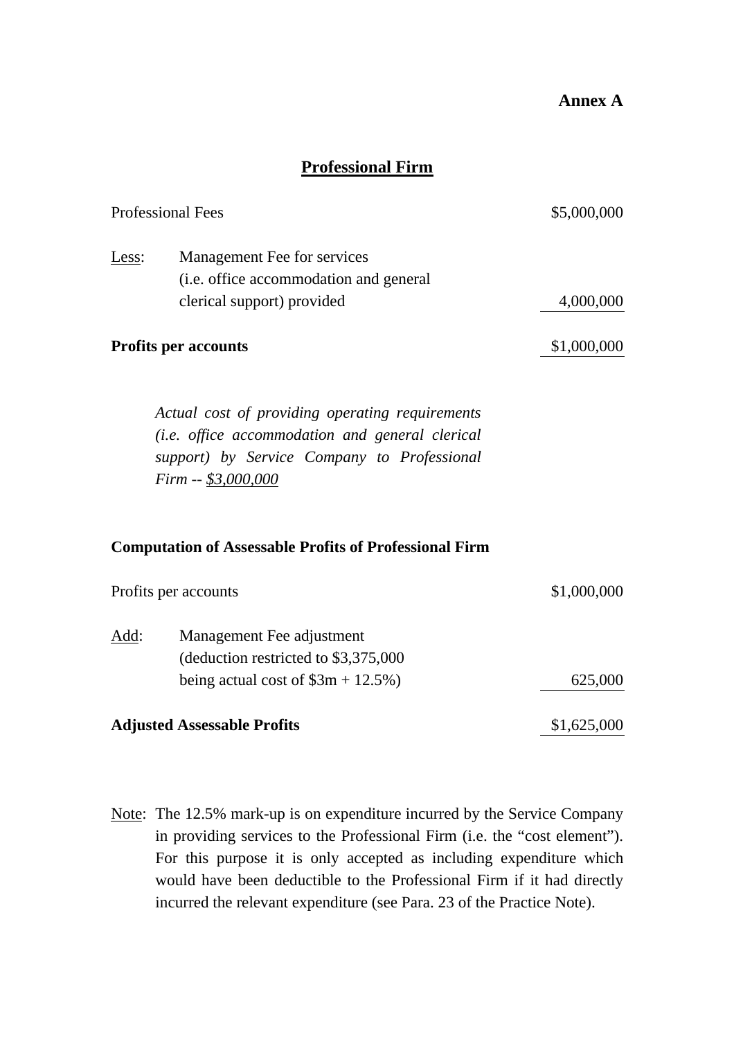**Annex A**

## Professional Firm

| | | |
|---|---|---|
| Professional Fees | | $5,000,000 |
| Less: | Management Fee for services (i.e. office accommodation and general clerical support) provided | 4,000,000 |
| **Profits per accounts** | | $1,000,000 |

*Actual cost of providing operating requirements (i.e. office accommodation and general clerical support) by Service Company to Professional Firm -- $3,000,000*

**Computation of Assessable Profits of Professional Firm**

| | | |
|---|---|---|
| Profits per accounts | | $1,000,000 |
| Add: | Management Fee adjustment (deduction restricted to $3,375,000 being actual cost of $3m + 12.5%) | 625,000 |
| **Adjusted Assessable Profits** | | $1,625,000 |

Note: The 12.5% mark-up is on expenditure incurred by the Service Company in providing services to the Professional Firm (i.e. the "cost element"). For this purpose it is only accepted as including expenditure which would have been deductible to the Professional Firm if it had directly incurred the relevant expenditure (see Para. 23 of the Practice Note).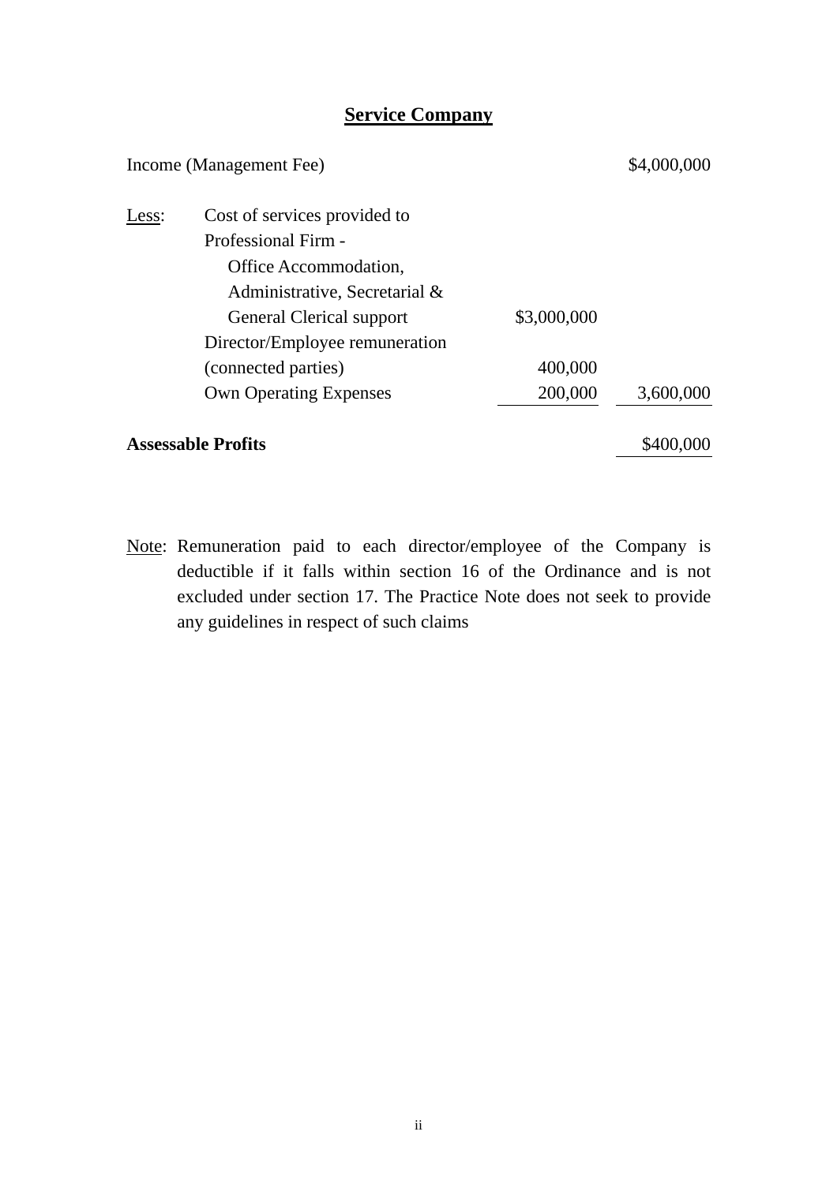## **Service Company**

| | | | |
|---|---|---|---|
| Income (Management Fee) | | | $4,000,000 |
| Less: | Cost of services provided to Professional Firm - Office Accommodation, Administrative, Secretarial & General Clerical support | $3,000,000 | |
| | Director/Employee remuneration (connected parties) | 400,000 | |
| | Own Operating Expenses | 200,000 | 3,600,000 |
| **Assessable Profits** | | | $400,000 |

Note: Remuneration paid to each director/employee of the Company is deductible if it falls within section 16 of the Ordinance and is not excluded under section 17. The Practice Note does not seek to provide any guidelines in respect of such claims